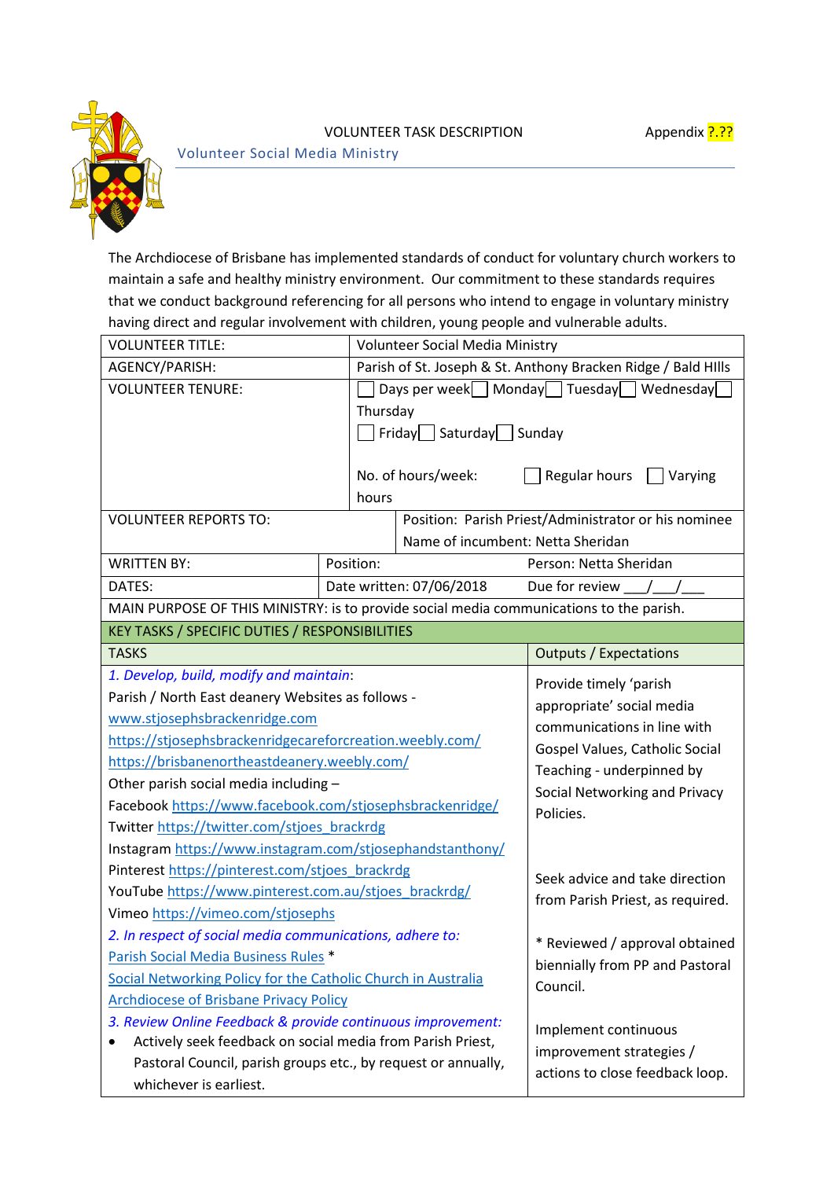VOLUNTEER TASK DESCRIPTION — Appendix ?.??

Volunteer Social Media Ministry

The Archdiocese of Brisbane has implemented standards of conduct for voluntary church workers to maintain a safe and healthy ministry environment. Our commitment to these standards requires that we conduct background referencing for all persons who intend to engage in voluntary ministry having direct and regular involvement with children, young people and vulnerable adults.

| VOLUNTEER TITLE: | Volunteer Social Media Ministry |
|---|---|
| AGENCY/PARISH: | Parish of St. Joseph & St. Anthony Bracken Ridge / Bald HIlls |
| VOLUNTEER TENURE: | ☐ Days per week ☐ Monday ☐ Tuesday ☐ Wednesday ☐ Thursday ☐ Friday ☐ Saturday ☐ Sunday<br><br>No. of hours/week: hours ☐ Regular hours ☐ Varying |
| VOLUNTEER REPORTS TO: | Position: Parish Priest/Administrator or his nominee<br>Name of incumbent: Netta Sheridan |
| WRITTEN BY: | Position: Person: Netta Sheridan |
| DATES: | Date written: 07/06/2018 Due for review \_\_\_/\_\_\_/\_\_\_ |

MAIN PURPOSE OF THIS MINISTRY: is to provide social media communications to the parish.

**KEY TASKS / SPECIFIC DUTIES / RESPONSIBILITIES**

| TASKS | Outputs / Expectations |
|---|---|
| *1. Develop, build, modify and maintain*:<br>Parish / North East deanery Websites as follows -<br>www.stjosephsbrackenridge.com<br>https://stjosephsbrackenridgecareforcreation.weebly.com/<br>https://brisbanenortheastdeanery.weebly.com/<br>Other parish social media including –<br>Facebook https://www.facebook.com/stjosephsbrackenridge/<br>Twitter https://twitter.com/stjoes_brackrdg<br>Instagram https://www.instagram.com/stjosephandstanthony/<br>Pinterest https://pinterest.com/stjoes_brackrdg<br>YouTube https://www.pinterest.com.au/stjoes_brackrdg/<br>Vimeo https://vimeo.com/stjosephs | Provide timely 'parish appropriate' social media communications in line with Gospel Values, Catholic Social Teaching - underpinned by Social Networking and Privacy Policies.<br><br>Seek advice and take direction from Parish Priest, as required. |
| *2. In respect of social media communications, adhere to:*<br>Parish Social Media Business Rules *<br>Social Networking Policy for the Catholic Church in Australia<br>Archdiocese of Brisbane Privacy Policy | * Reviewed / approval obtained biennially from PP and Pastoral Council. |
| *3. Review Online Feedback & provide continuous improvement:*<br>• Actively seek feedback on social media from Parish Priest, Pastoral Council, parish groups etc., by request or annually, whichever is earliest. | Implement continuous improvement strategies / actions to close feedback loop. |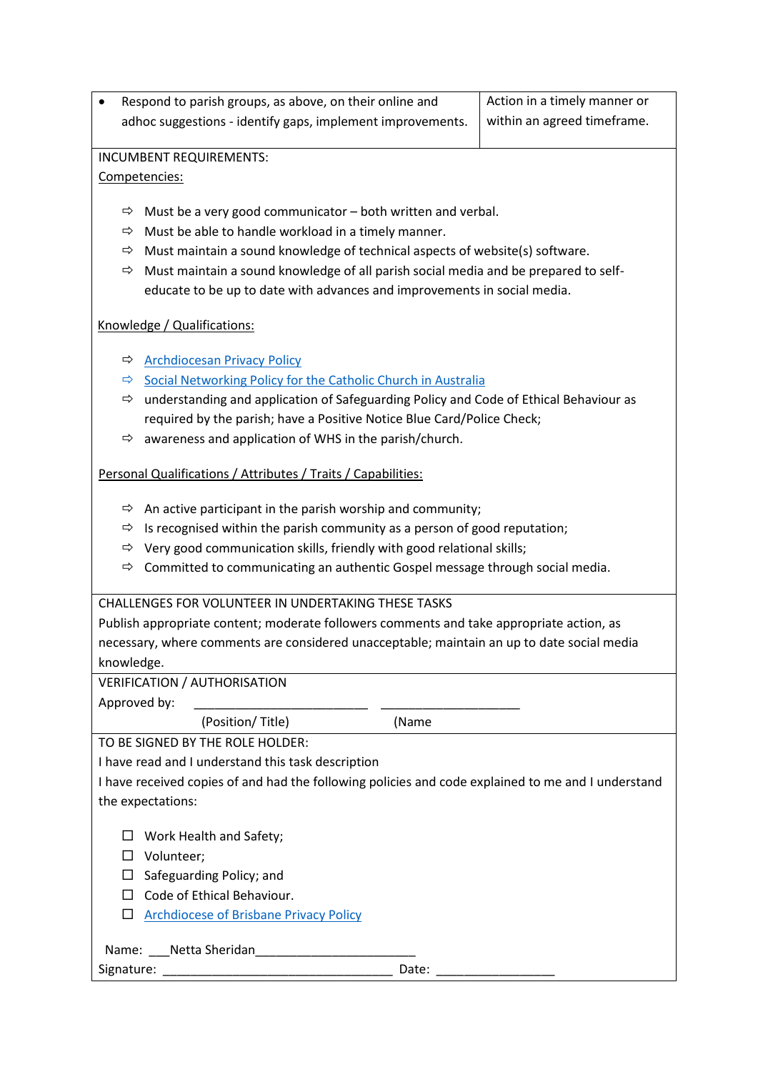| | |
|---|---|
| • Respond to parish groups, as above, on their online and adhoc suggestions - identify gaps, implement improvements. | Action in a timely manner or within an agreed timeframe. |

INCUMBENT REQUIREMENTS:

Competencies:

- ⇨ Must be a very good communicator – both written and verbal.
- ⇨ Must be able to handle workload in a timely manner.
- ⇨ Must maintain a sound knowledge of technical aspects of website(s) software.
- ⇨ Must maintain a sound knowledge of all parish social media and be prepared to self-educate to be up to date with advances and improvements in social media.

Knowledge / Qualifications:

- ⇨ Archdiocesan Privacy Policy
- ⇨ Social Networking Policy for the Catholic Church in Australia
- ⇨ understanding and application of Safeguarding Policy and Code of Ethical Behaviour as required by the parish; have a Positive Notice Blue Card/Police Check;
- ⇨ awareness and application of WHS in the parish/church.

Personal Qualifications / Attributes / Traits / Capabilities:

- ⇨ An active participant in the parish worship and community;
- ⇨ Is recognised within the parish community as a person of good reputation;
- ⇨ Very good communication skills, friendly with good relational skills;
- ⇨ Committed to communicating an authentic Gospel message through social media.

CHALLENGES FOR VOLUNTEER IN UNDERTAKING THESE TASKS

Publish appropriate content; moderate followers comments and take appropriate action, as necessary, where comments are considered unacceptable; maintain an up to date social media knowledge.

VERIFICATION / AUTHORISATION

Approved by: ________________________ ____________________

(Position/ Title) (Name

TO BE SIGNED BY THE ROLE HOLDER:

I have read and I understand this task description

I have received copies of and had the following policies and code explained to me and I understand the expectations:

- ☐ Work Health and Safety;
- ☐ Volunteer;
- ☐ Safeguarding Policy; and
- ☐ Code of Ethical Behaviour.
- ☐ Archdiocese of Brisbane Privacy Policy

Name: ___Netta Sheridan_______________________

Signature: _________________________________ Date: _________________